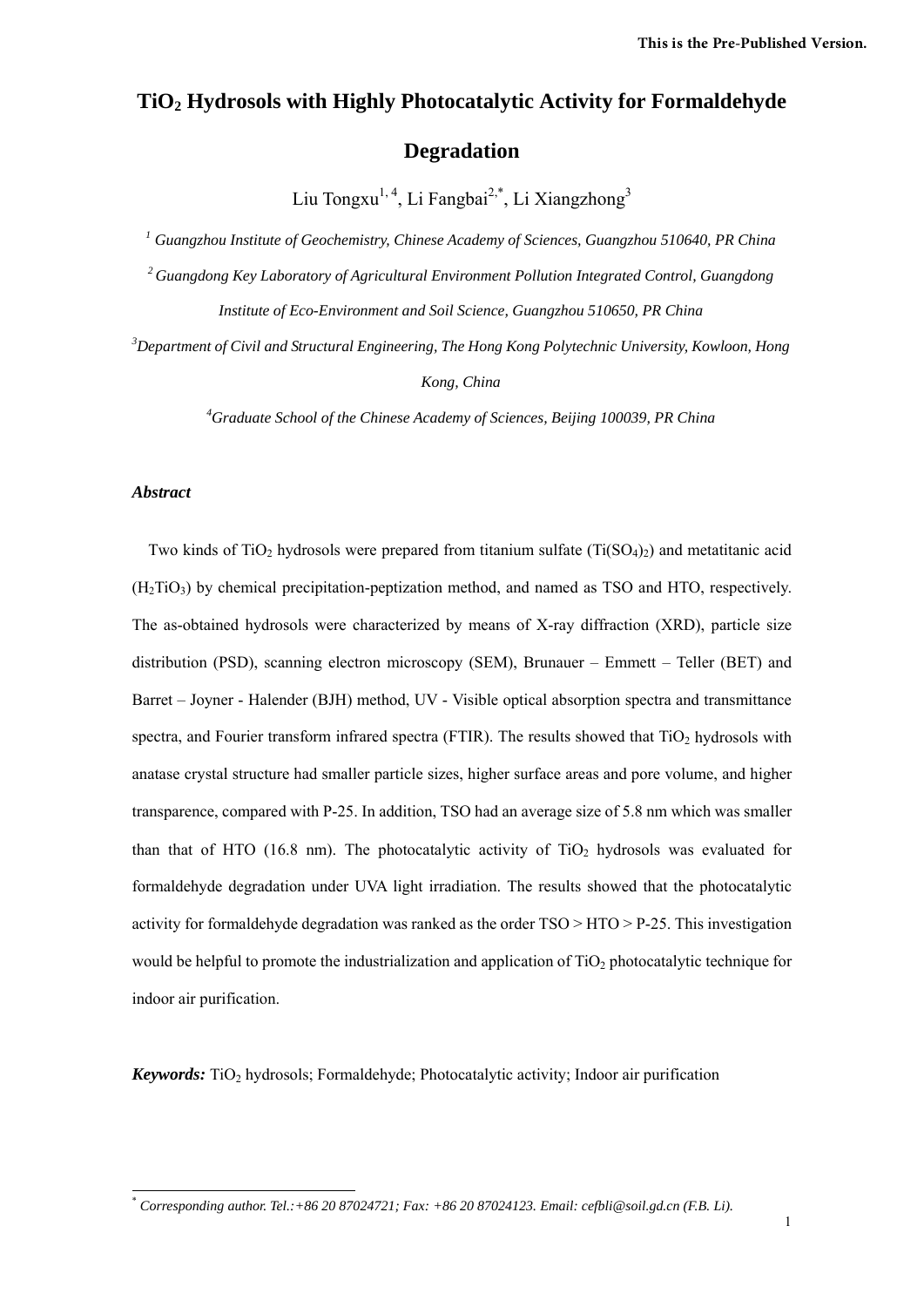# $TiO_2$ Hydrosols with Highly Photocatalytic Activity for Formaldehyde Degradation

Liu Tongxu[1,4], Li Fangbai[2,*], Li Xiangzhong[3]

[1] *Guangzhou Institute of Geochemistry, Chinese Academy of Sciences, Guangzhou 510640, PR China*

[2] *Guangdong Key Laboratory of Agricultural Environment Pollution Integrated Control, Guangdong Institute of Eco-Environment and Soil Science, Guangzhou 510650, PR China*

[3] *Department of Civil and Structural Engineering, The Hong Kong Polytechnic University, Kowloon, Hong Kong, China*

[4] *Graduate School of the Chinese Academy of Sciences, Beijing 100039, PR China*

***Abstract***

Two kinds of $TiO_2$ hydrosols were prepared from titanium sulfate ($Ti(SO_4)_2$) and metatitanic acid ($H_2TiO_3$) by chemical precipitation-peptization method, and named as TSO and HTO, respectively. The as-obtained hydrosols were characterized by means of X-ray diffraction (XRD), particle size distribution (PSD), scanning electron microscopy (SEM), Brunauer – Emmett – Teller (BET) and Barret – Joyner - Halender (BJH) method, UV - Visible optical absorption spectra and transmittance spectra, and Fourier transform infrared spectra (FTIR). The results showed that $TiO_2$ hydrosols with anatase crystal structure had smaller particle sizes, higher surface areas and pore volume, and higher transparence, compared with P-25. In addition, TSO had an average size of 5.8 nm which was smaller than that of HTO (16.8 nm). The photocatalytic activity of $TiO_2$ hydrosols was evaluated for formaldehyde degradation under UVA light irradiation. The results showed that the photocatalytic activity for formaldehyde degradation was ranked as the order TSO > HTO > P-25. This investigation would be helpful to promote the industrialization and application of $TiO_2$ photocatalytic technique for indoor air purification.

***Keywords:*** $TiO_2$ hydrosols; Formaldehyde; Photocatalytic activity; Indoor air purification

[*] *Corresponding author. Tel.:+86 20 87024721; Fax: +86 20 87024123. Email: cefbli@soil.gd.cn (F.B. Li).*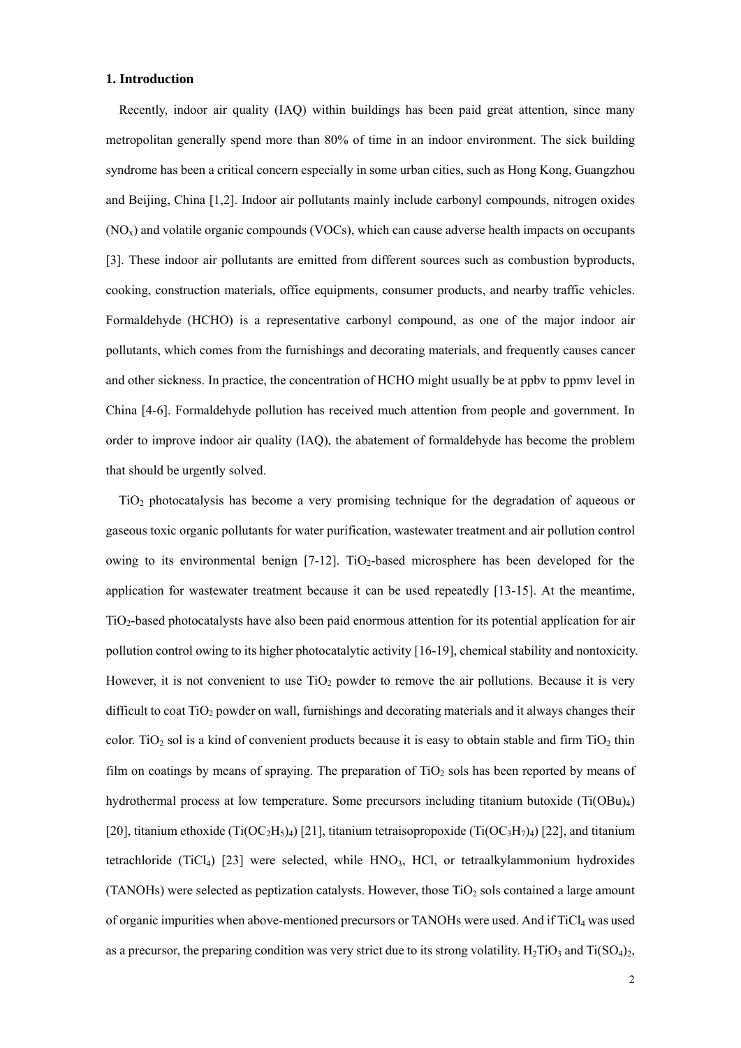## 1. Introduction

Recently, indoor air quality (IAQ) within buildings has been paid great attention, since many metropolitan generally spend more than 80% of time in an indoor environment. The sick building syndrome has been a critical concern especially in some urban cities, such as Hong Kong, Guangzhou and Beijing, China [1,2]. Indoor air pollutants mainly include carbonyl compounds, nitrogen oxides ($NO_x$) and volatile organic compounds (VOCs), which can cause adverse health impacts on occupants [3]. These indoor air pollutants are emitted from different sources such as combustion byproducts, cooking, construction materials, office equipments, consumer products, and nearby traffic vehicles. Formaldehyde (HCHO) is a representative carbonyl compound, as one of the major indoor air pollutants, which comes from the furnishings and decorating materials, and frequently causes cancer and other sickness. In practice, the concentration of HCHO might usually be at ppbv to ppmv level in China [4-6]. Formaldehyde pollution has received much attention from people and government. In order to improve indoor air quality (IAQ), the abatement of formaldehyde has become the problem that should be urgently solved.

$TiO_2$ photocatalysis has become a very promising technique for the degradation of aqueous or gaseous toxic organic pollutants for water purification, wastewater treatment and air pollution control owing to its environmental benign [7-12]. $TiO_2$-based microsphere has been developed for the application for wastewater treatment because it can be used repeatedly [13-15]. At the meantime, $TiO_2$-based photocatalysts have also been paid enormous attention for its potential application for air pollution control owing to its higher photocatalytic activity [16-19], chemical stability and nontoxicity. However, it is not convenient to use $TiO_2$ powder to remove the air pollutions. Because it is very difficult to coat $TiO_2$ powder on wall, furnishings and decorating materials and it always changes their color. $TiO_2$ sol is a kind of convenient products because it is easy to obtain stable and firm $TiO_2$ thin film on coatings by means of spraying. The preparation of $TiO_2$ sols has been reported by means of hydrothermal process at low temperature. Some precursors including titanium butoxide ($Ti(OBu)_4$) [20], titanium ethoxide ($Ti(OC_2H_5)_4$) [21], titanium tetraisopropoxide ($Ti(OC_3H_7)_4$) [22], and titanium tetrachloride ($TiCl_4$) [23] were selected, while $HNO_3$, HCl, or tetraalkylammonium hydroxides (TANOHs) were selected as peptization catalysts. However, those $TiO_2$ sols contained a large amount of organic impurities when above-mentioned precursors or TANOHs were used. And if $TiCl_4$ was used as a precursor, the preparing condition was very strict due to its strong volatility. $H_2TiO_3$ and $Ti(SO_4)_2$,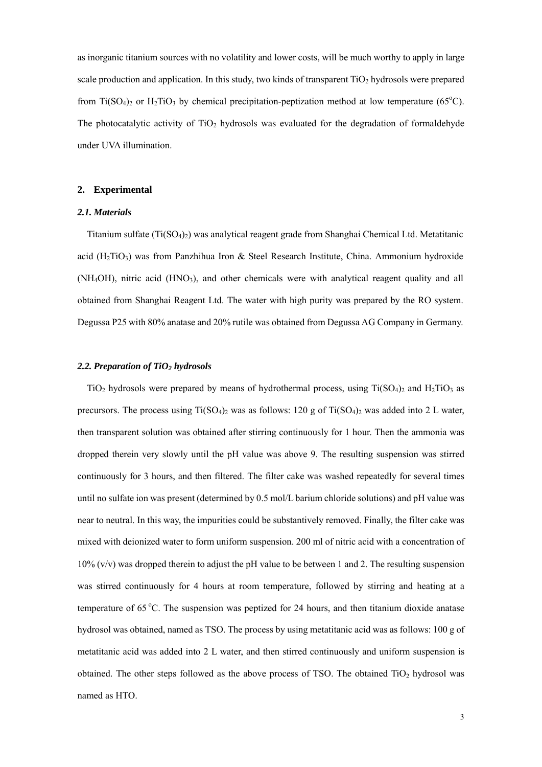as inorganic titanium sources with no volatility and lower costs, will be much worthy to apply in large scale production and application. In this study, two kinds of transparent $TiO_2$ hydrosols were prepared from $Ti(SO_4)_2$ or $H_2TiO_3$ by chemical precipitation-peptization method at low temperature (65°C). The photocatalytic activity of $TiO_2$ hydrosols was evaluated for the degradation of formaldehyde under UVA illumination.

## 2. Experimental

### *2.1. Materials*

Titanium sulfate ($Ti(SO_4)_2$) was analytical reagent grade from Shanghai Chemical Ltd. Metatitanic acid ($H_2TiO_3$) was from Panzhihua Iron & Steel Research Institute, China. Ammonium hydroxide ($NH_4OH$), nitric acid ($HNO_3$), and other chemicals were with analytical reagent quality and all obtained from Shanghai Reagent Ltd. The water with high purity was prepared by the RO system. Degussa P25 with 80% anatase and 20% rutile was obtained from Degussa AG Company in Germany.

### *2.2. Preparation of $TiO_2$ hydrosols*

$TiO_2$ hydrosols were prepared by means of hydrothermal process, using $Ti(SO_4)_2$ and $H_2TiO_3$ as precursors. The process using $Ti(SO_4)_2$ was as follows: 120 g of $Ti(SO_4)_2$ was added into 2 L water, then transparent solution was obtained after stirring continuously for 1 hour. Then the ammonia was dropped therein very slowly until the pH value was above 9. The resulting suspension was stirred continuously for 3 hours, and then filtered. The filter cake was washed repeatedly for several times until no sulfate ion was present (determined by 0.5 mol/L barium chloride solutions) and pH value was near to neutral. In this way, the impurities could be substantively removed. Finally, the filter cake was mixed with deionized water to form uniform suspension. 200 ml of nitric acid with a concentration of 10% (v/v) was dropped therein to adjust the pH value to be between 1 and 2. The resulting suspension was stirred continuously for 4 hours at room temperature, followed by stirring and heating at a temperature of 65 °C. The suspension was peptized for 24 hours, and then titanium dioxide anatase hydrosol was obtained, named as TSO. The process by using metatitanic acid was as follows: 100 g of metatitanic acid was added into 2 L water, and then stirred continuously and uniform suspension is obtained. The other steps followed as the above process of TSO. The obtained $TiO_2$ hydrosol was named as HTO.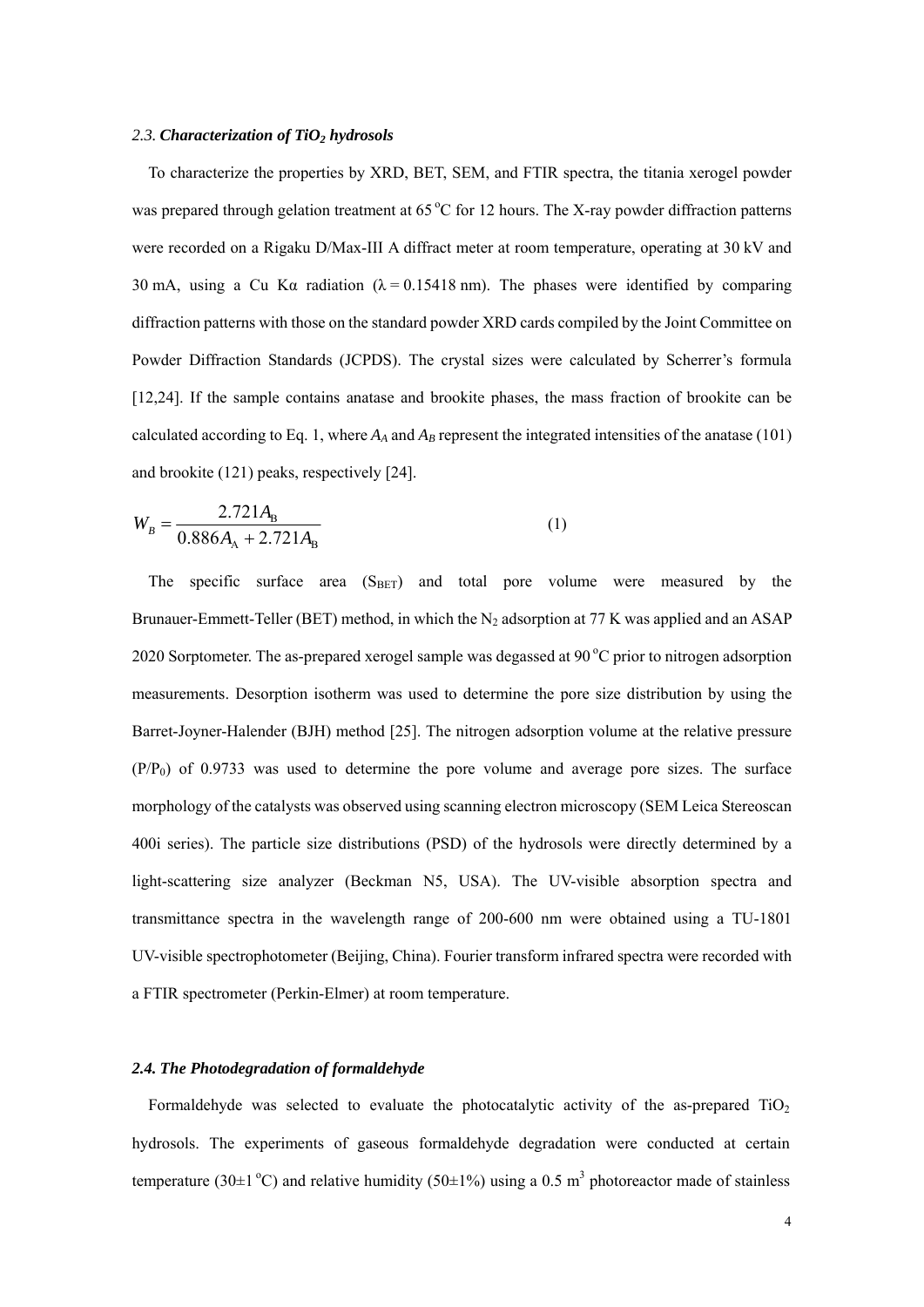### 2.3. ***Characterization of $TiO_2$ hydrosols***

To characterize the properties by XRD, BET, SEM, and FTIR spectra, the titania xerogel powder was prepared through gelation treatment at 65 $^{o}$C for 12 hours. The X-ray powder diffraction patterns were recorded on a Rigaku D/Max-III A diffract meter at room temperature, operating at 30 kV and 30 mA, using a Cu Kα radiation (λ = 0.15418 nm). The phases were identified by comparing diffraction patterns with those on the standard powder XRD cards compiled by the Joint Committee on Powder Diffraction Standards (JCPDS). The crystal sizes were calculated by Scherrer's formula [12,24]. If the sample contains anatase and brookite phases, the mass fraction of brookite can be calculated according to Eq. 1, where $A_A$ and $A_B$ represent the integrated intensities of the anatase (101) and brookite (121) peaks, respectively [24].

$$W_B = \frac{2.721A_B}{0.886A_A + 2.721A_B} \tag{1}$$

The specific surface area ($S_{BET}$) and total pore volume were measured by the Brunauer-Emmett-Teller (BET) method, in which the $N_2$ adsorption at 77 K was applied and an ASAP 2020 Sorptometer. The as-prepared xerogel sample was degassed at 90 $^{o}$C prior to nitrogen adsorption measurements. Desorption isotherm was used to determine the pore size distribution by using the Barret-Joyner-Halender (BJH) method [25]. The nitrogen adsorption volume at the relative pressure ($P/P_0$) of 0.9733 was used to determine the pore volume and average pore sizes. The surface morphology of the catalysts was observed using scanning electron microscopy (SEM Leica Stereoscan 400i series). The particle size distributions (PSD) of the hydrosols were directly determined by a light-scattering size analyzer (Beckman N5, USA). The UV-visible absorption spectra and transmittance spectra in the wavelength range of 200-600 nm were obtained using a TU-1801 UV-visible spectrophotometer (Beijing, China). Fourier transform infrared spectra were recorded with a FTIR spectrometer (Perkin-Elmer) at room temperature.

### ***2.4. The Photodegradation of formaldehyde***

Formaldehyde was selected to evaluate the photocatalytic activity of the as-prepared $TiO_2$ hydrosols. The experiments of gaseous formaldehyde degradation were conducted at certain temperature (30±1 $^{o}$C) and relative humidity (50±1%) using a 0.5 m$^3$ photoreactor made of stainless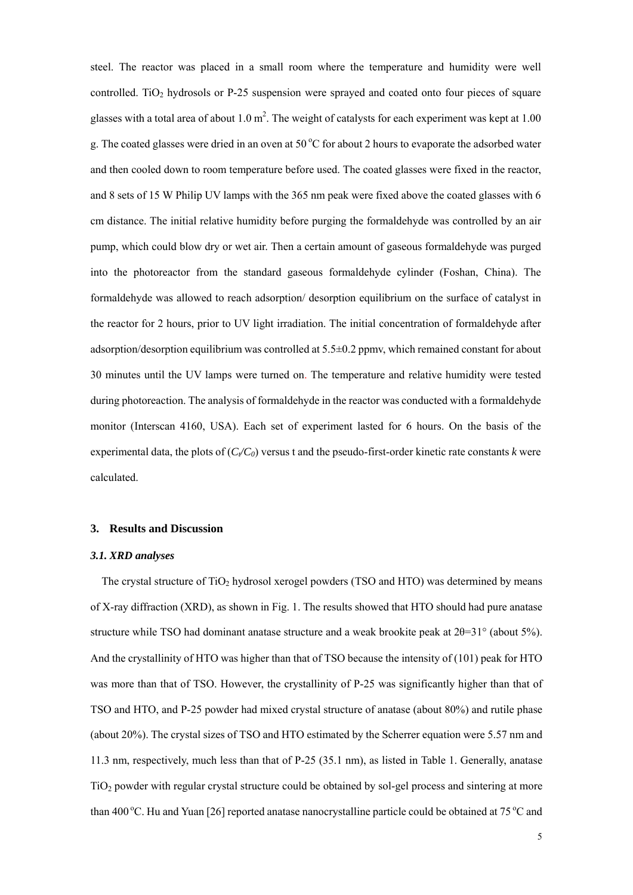steel. The reactor was placed in a small room where the temperature and humidity were well controlled. $TiO_2$ hydrosols or P-25 suspension were sprayed and coated onto four pieces of square glasses with a total area of about 1.0 $m^2$. The weight of catalysts for each experiment was kept at 1.00 g. The coated glasses were dried in an oven at 50 $^oC$ for about 2 hours to evaporate the adsorbed water and then cooled down to room temperature before used. The coated glasses were fixed in the reactor, and 8 sets of 15 W Philip UV lamps with the 365 nm peak were fixed above the coated glasses with 6 cm distance. The initial relative humidity before purging the formaldehyde was controlled by an air pump, which could blow dry or wet air. Then a certain amount of gaseous formaldehyde was purged into the photoreactor from the standard gaseous formaldehyde cylinder (Foshan, China). The formaldehyde was allowed to reach adsorption/ desorption equilibrium on the surface of catalyst in the reactor for 2 hours, prior to UV light irradiation. The initial concentration of formaldehyde after adsorption/desorption equilibrium was controlled at 5.5±0.2 ppmv, which remained constant for about 30 minutes until the UV lamps were turned on. The temperature and relative humidity were tested during photoreaction. The analysis of formaldehyde in the reactor was conducted with a formaldehyde monitor (Interscan 4160, USA). Each set of experiment lasted for 6 hours. On the basis of the experimental data, the plots of ($C_t/C_0$) versus t and the pseudo-first-order kinetic rate constants *k* were calculated.

## 3. Results and Discussion

### *3.1. XRD analyses*

The crystal structure of $TiO_2$ hydrosol xerogel powders (TSO and HTO) was determined by means of X-ray diffraction (XRD), as shown in Fig. 1. The results showed that HTO should had pure anatase structure while TSO had dominant anatase structure and a weak brookite peak at $2\theta=31°$ (about 5%). And the crystallinity of HTO was higher than that of TSO because the intensity of (101) peak for HTO was more than that of TSO. However, the crystallinity of P-25 was significantly higher than that of TSO and HTO, and P-25 powder had mixed crystal structure of anatase (about 80%) and rutile phase (about 20%). The crystal sizes of TSO and HTO estimated by the Scherrer equation were 5.57 nm and 11.3 nm, respectively, much less than that of P-25 (35.1 nm), as listed in Table 1. Generally, anatase $TiO_2$ powder with regular crystal structure could be obtained by sol-gel process and sintering at more than 400 $^oC$. Hu and Yuan [26] reported anatase nanocrystalline particle could be obtained at 75 $^oC$ and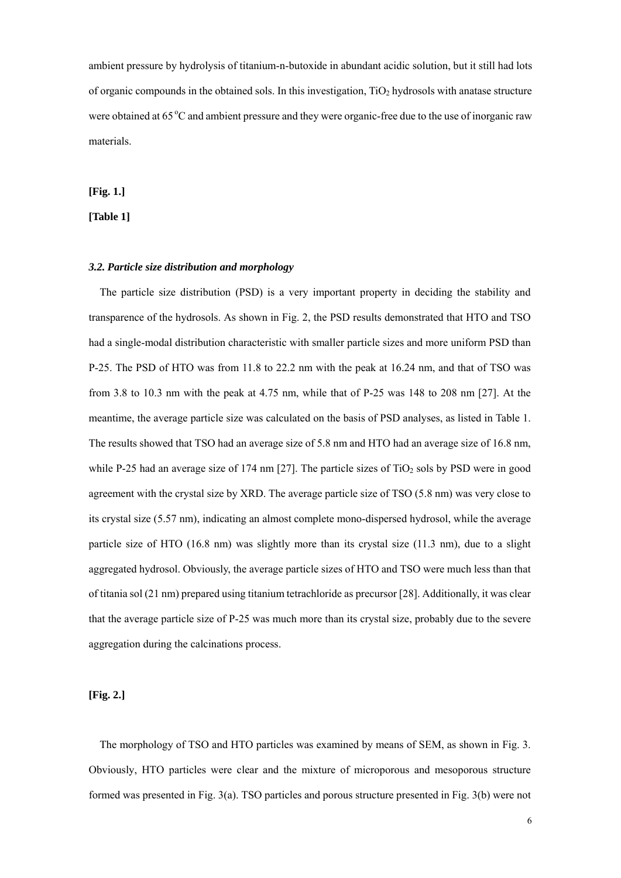ambient pressure by hydrolysis of titanium-n-butoxide in abundant acidic solution, but it still had lots of organic compounds in the obtained sols. In this investigation, $TiO_2$ hydrosols with anatase structure were obtained at 65 $^oC$ and ambient pressure and they were organic-free due to the use of inorganic raw materials.

**[Fig. 1.]**

**[Table 1]**

### *3.2. Particle size distribution and morphology*

The particle size distribution (PSD) is a very important property in deciding the stability and transparence of the hydrosols. As shown in Fig. 2, the PSD results demonstrated that HTO and TSO had a single-modal distribution characteristic with smaller particle sizes and more uniform PSD than P-25. The PSD of HTO was from 11.8 to 22.2 nm with the peak at 16.24 nm, and that of TSO was from 3.8 to 10.3 nm with the peak at 4.75 nm, while that of P-25 was 148 to 208 nm [27]. At the meantime, the average particle size was calculated on the basis of PSD analyses, as listed in Table 1. The results showed that TSO had an average size of 5.8 nm and HTO had an average size of 16.8 nm, while P-25 had an average size of 174 nm [27]. The particle sizes of $TiO_2$ sols by PSD were in good agreement with the crystal size by XRD. The average particle size of TSO (5.8 nm) was very close to its crystal size (5.57 nm), indicating an almost complete mono-dispersed hydrosol, while the average particle size of HTO (16.8 nm) was slightly more than its crystal size (11.3 nm), due to a slight aggregated hydrosol. Obviously, the average particle sizes of HTO and TSO were much less than that of titania sol (21 nm) prepared using titanium tetrachloride as precursor [28]. Additionally, it was clear that the average particle size of P-25 was much more than its crystal size, probably due to the severe aggregation during the calcinations process.

**[Fig. 2.]**

The morphology of TSO and HTO particles was examined by means of SEM, as shown in Fig. 3. Obviously, HTO particles were clear and the mixture of microporous and mesoporous structure formed was presented in Fig. 3(a). TSO particles and porous structure presented in Fig. 3(b) were not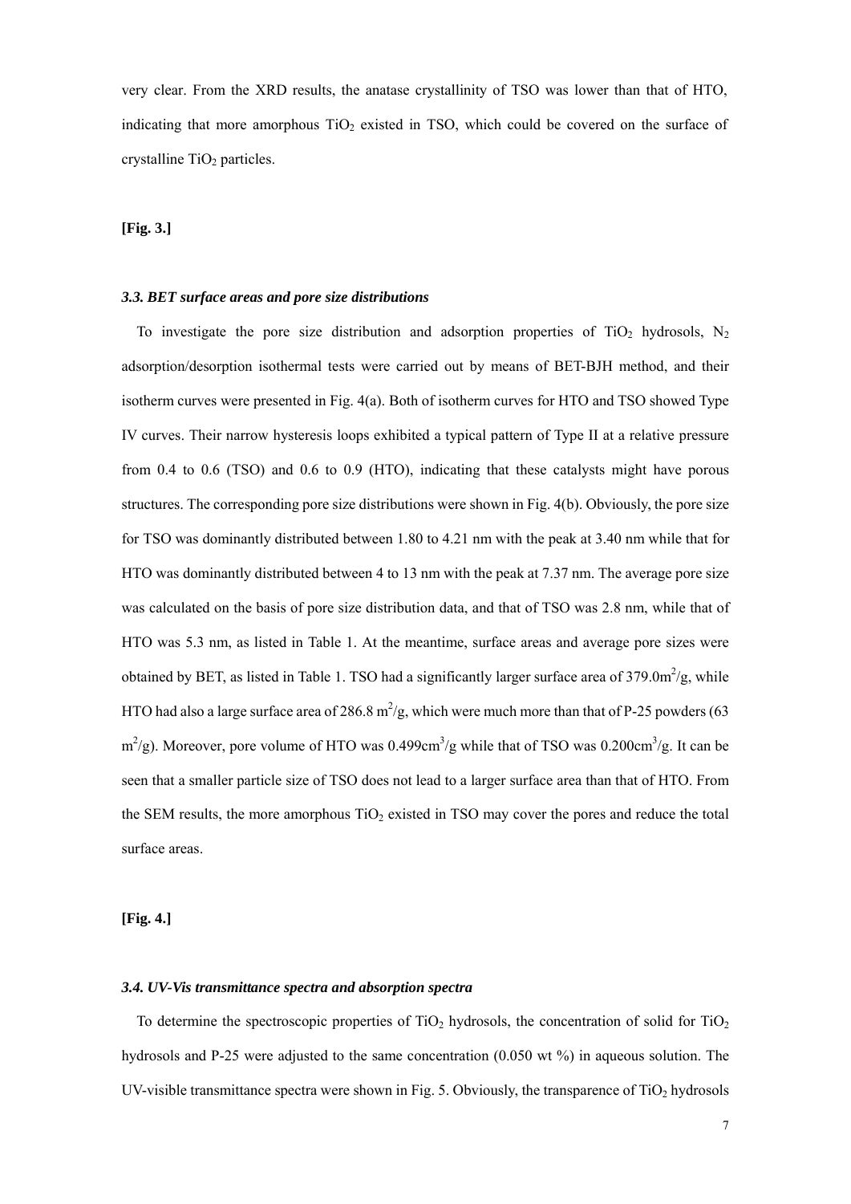very clear. From the XRD results, the anatase crystallinity of TSO was lower than that of HTO, indicating that more amorphous $TiO_2$ existed in TSO, which could be covered on the surface of crystalline $TiO_2$ particles.

**[Fig. 3.]**

### *3.3. BET surface areas and pore size distributions*

To investigate the pore size distribution and adsorption properties of $TiO_2$ hydrosols, $N_2$ adsorption/desorption isothermal tests were carried out by means of BET-BJH method, and their isotherm curves were presented in Fig. 4(a). Both of isotherm curves for HTO and TSO showed Type IV curves. Their narrow hysteresis loops exhibited a typical pattern of Type II at a relative pressure from 0.4 to 0.6 (TSO) and 0.6 to 0.9 (HTO), indicating that these catalysts might have porous structures. The corresponding pore size distributions were shown in Fig. 4(b). Obviously, the pore size for TSO was dominantly distributed between 1.80 to 4.21 nm with the peak at 3.40 nm while that for HTO was dominantly distributed between 4 to 13 nm with the peak at 7.37 nm. The average pore size was calculated on the basis of pore size distribution data, and that of TSO was 2.8 nm, while that of HTO was 5.3 nm, as listed in Table 1. At the meantime, surface areas and average pore sizes were obtained by BET, as listed in Table 1. TSO had a significantly larger surface area of 379.0$m^2$/g, while HTO had also a large surface area of 286.8 $m^2$/g, which were much more than that of P-25 powders (63 $m^2$/g). Moreover, pore volume of HTO was 0.499$cm^3$/g while that of TSO was 0.200$cm^3$/g. It can be seen that a smaller particle size of TSO does not lead to a larger surface area than that of HTO. From the SEM results, the more amorphous $TiO_2$ existed in TSO may cover the pores and reduce the total surface areas.

**[Fig. 4.]**

### *3.4. UV-Vis transmittance spectra and absorption spectra*

To determine the spectroscopic properties of $TiO_2$ hydrosols, the concentration of solid for $TiO_2$ hydrosols and P-25 were adjusted to the same concentration (0.050 wt %) in aqueous solution. The UV-visible transmittance spectra were shown in Fig. 5. Obviously, the transparence of $TiO_2$ hydrosols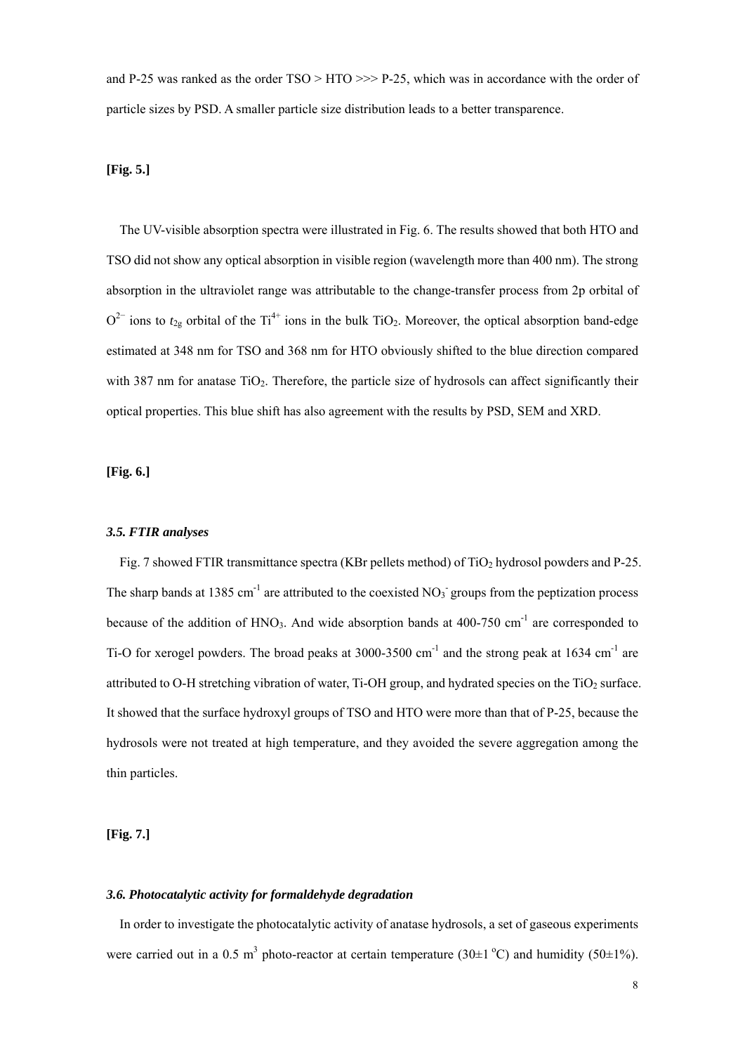and P-25 was ranked as the order TSO > HTO >>> P-25, which was in accordance with the order of particle sizes by PSD. A smaller particle size distribution leads to a better transparence.

**[Fig. 5.]**

The UV-visible absorption spectra were illustrated in Fig. 6. The results showed that both HTO and TSO did not show any optical absorption in visible region (wavelength more than 400 nm). The strong absorption in the ultraviolet range was attributable to the change-transfer process from 2p orbital of $O^{2-}$ ions to $t_{2g}$ orbital of the $Ti^{4+}$ ions in the bulk $TiO_2$. Moreover, the optical absorption band-edge estimated at 348 nm for TSO and 368 nm for HTO obviously shifted to the blue direction compared with 387 nm for anatase $TiO_2$. Therefore, the particle size of hydrosols can affect significantly their optical properties. This blue shift has also agreement with the results by PSD, SEM and XRD.

**[Fig. 6.]**

### *3.5. FTIR analyses*

Fig. 7 showed FTIR transmittance spectra (KBr pellets method) of $TiO_2$ hydrosol powders and P-25. The sharp bands at 1385 $cm^{-1}$ are attributed to the coexisted $NO_3^-$ groups from the peptization process because of the addition of $HNO_3$. And wide absorption bands at 400-750 $cm^{-1}$ are corresponded to Ti-O for xerogel powders. The broad peaks at 3000-3500 $cm^{-1}$ and the strong peak at 1634 $cm^{-1}$ are attributed to O-H stretching vibration of water, Ti-OH group, and hydrated species on the $TiO_2$ surface. It showed that the surface hydroxyl groups of TSO and HTO were more than that of P-25, because the hydrosols were not treated at high temperature, and they avoided the severe aggregation among the thin particles.

**[Fig. 7.]**

### *3.6. Photocatalytic activity for formaldehyde degradation*

In order to investigate the photocatalytic activity of anatase hydrosols, a set of gaseous experiments were carried out in a 0.5 $m^3$ photo-reactor at certain temperature ($30\pm1$ °C) and humidity ($50\pm1\%$).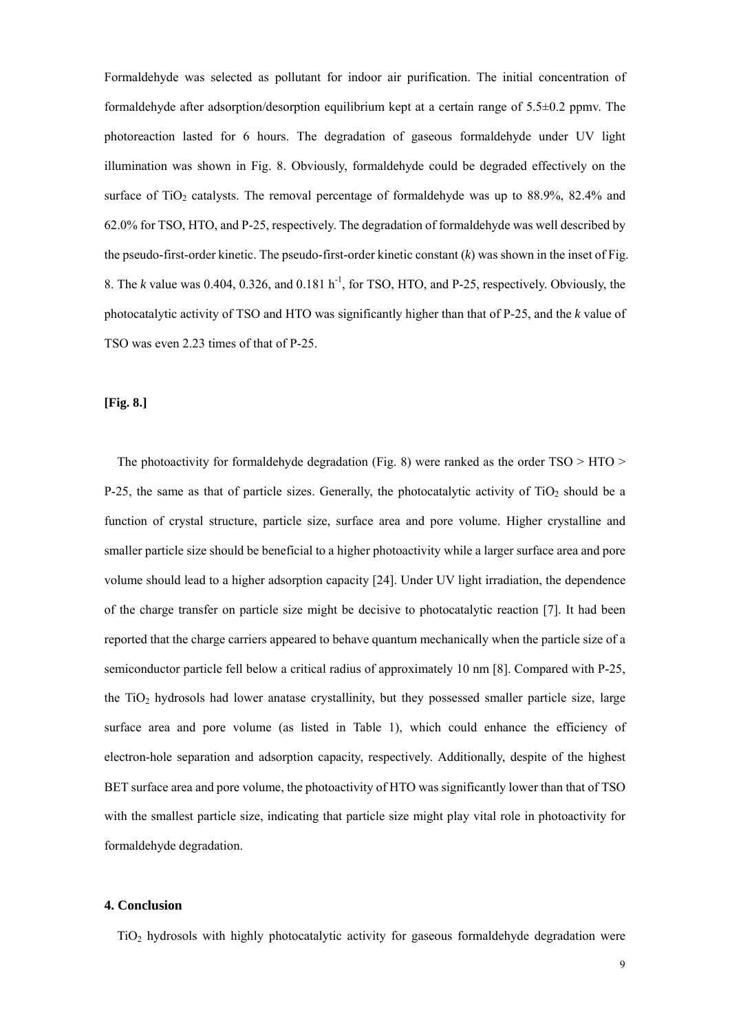Formaldehyde was selected as pollutant for indoor air purification. The initial concentration of formaldehyde after adsorption/desorption equilibrium kept at a certain range of 5.5±0.2 ppmv. The photoreaction lasted for 6 hours. The degradation of gaseous formaldehyde under UV light illumination was shown in Fig. 8. Obviously, formaldehyde could be degraded effectively on the surface of $TiO_2$ catalysts. The removal percentage of formaldehyde was up to 88.9%, 82.4% and 62.0% for TSO, HTO, and P-25, respectively. The degradation of formaldehyde was well described by the pseudo-first-order kinetic. The pseudo-first-order kinetic constant ($k$) was shown in the inset of Fig. 8. The $k$ value was 0.404, 0.326, and 0.181 $h^{-1}$, for TSO, HTO, and P-25, respectively. Obviously, the photocatalytic activity of TSO and HTO was significantly higher than that of P-25, and the $k$ value of TSO was even 2.23 times of that of P-25.

**[Fig. 8.]**

The photoactivity for formaldehyde degradation (Fig. 8) were ranked as the order TSO > HTO > P-25, the same as that of particle sizes. Generally, the photocatalytic activity of $TiO_2$ should be a function of crystal structure, particle size, surface area and pore volume. Higher crystalline and smaller particle size should be beneficial to a higher photoactivity while a larger surface area and pore volume should lead to a higher adsorption capacity [24]. Under UV light irradiation, the dependence of the charge transfer on particle size might be decisive to photocatalytic reaction [7]. It had been reported that the charge carriers appeared to behave quantum mechanically when the particle size of a semiconductor particle fell below a critical radius of approximately 10 nm [8]. Compared with P-25, the $TiO_2$ hydrosols had lower anatase crystallinity, but they possessed smaller particle size, large surface area and pore volume (as listed in Table 1), which could enhance the efficiency of electron-hole separation and adsorption capacity, respectively. Additionally, despite of the highest BET surface area and pore volume, the photoactivity of HTO was significantly lower than that of TSO with the smallest particle size, indicating that particle size might play vital role in photoactivity for formaldehyde degradation.

## 4. Conclusion

$TiO_2$ hydrosols with highly photocatalytic activity for gaseous formaldehyde degradation were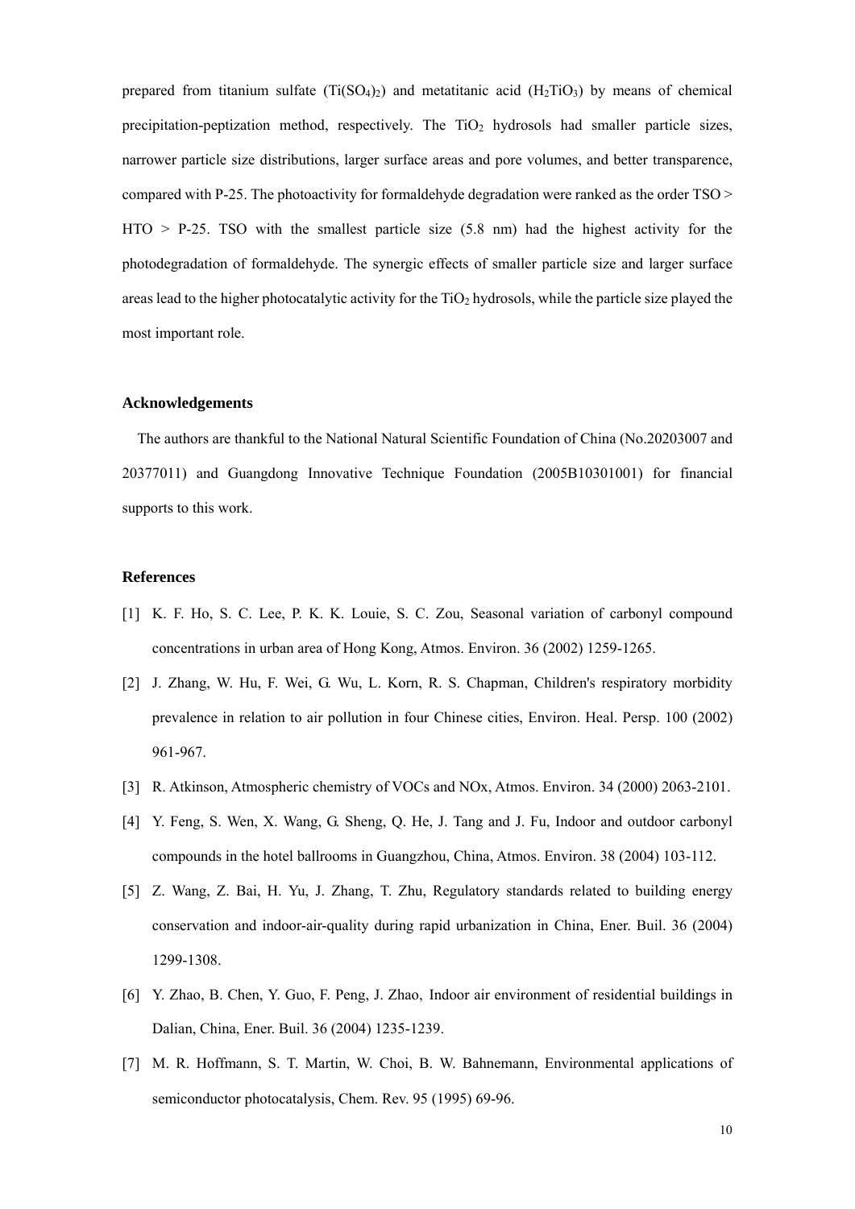prepared from titanium sulfate ($Ti(SO_4)_2$) and metatitanic acid ($H_2TiO_3$) by means of chemical precipitation-peptization method, respectively. The $TiO_2$ hydrosols had smaller particle sizes, narrower particle size distributions, larger surface areas and pore volumes, and better transparence, compared with P-25. The photoactivity for formaldehyde degradation were ranked as the order TSO > HTO > P-25. TSO with the smallest particle size (5.8 nm) had the highest activity for the photodegradation of formaldehyde. The synergic effects of smaller particle size and larger surface areas lead to the higher photocatalytic activity for the $TiO_2$ hydrosols, while the particle size played the most important role.

## Acknowledgements

The authors are thankful to the National Natural Scientific Foundation of China (No.20203007 and 20377011) and Guangdong Innovative Technique Foundation (2005B10301001) for financial supports to this work.

## References

[1] K. F. Ho, S. C. Lee, P. K. K. Louie, S. C. Zou, Seasonal variation of carbonyl compound concentrations in urban area of Hong Kong, Atmos. Environ. 36 (2002) 1259-1265.

[2] J. Zhang, W. Hu, F. Wei, G. Wu, L. Korn, R. S. Chapman, Children's respiratory morbidity prevalence in relation to air pollution in four Chinese cities, Environ. Heal. Persp. 100 (2002) 961-967.

[3] R. Atkinson, Atmospheric chemistry of VOCs and NOx, Atmos. Environ. 34 (2000) 2063-2101.

[4] Y. Feng, S. Wen, X. Wang, G. Sheng, Q. He, J. Tang and J. Fu, Indoor and outdoor carbonyl compounds in the hotel ballrooms in Guangzhou, China, Atmos. Environ. 38 (2004) 103-112.

[5] Z. Wang, Z. Bai, H. Yu, J. Zhang, T. Zhu, Regulatory standards related to building energy conservation and indoor-air-quality during rapid urbanization in China, Ener. Buil. 36 (2004) 1299-1308.

[6] Y. Zhao, B. Chen, Y. Guo, F. Peng, J. Zhao, Indoor air environment of residential buildings in Dalian, China, Ener. Buil. 36 (2004) 1235-1239.

[7] M. R. Hoffmann, S. T. Martin, W. Choi, B. W. Bahnemann, Environmental applications of semiconductor photocatalysis, Chem. Rev. 95 (1995) 69-96.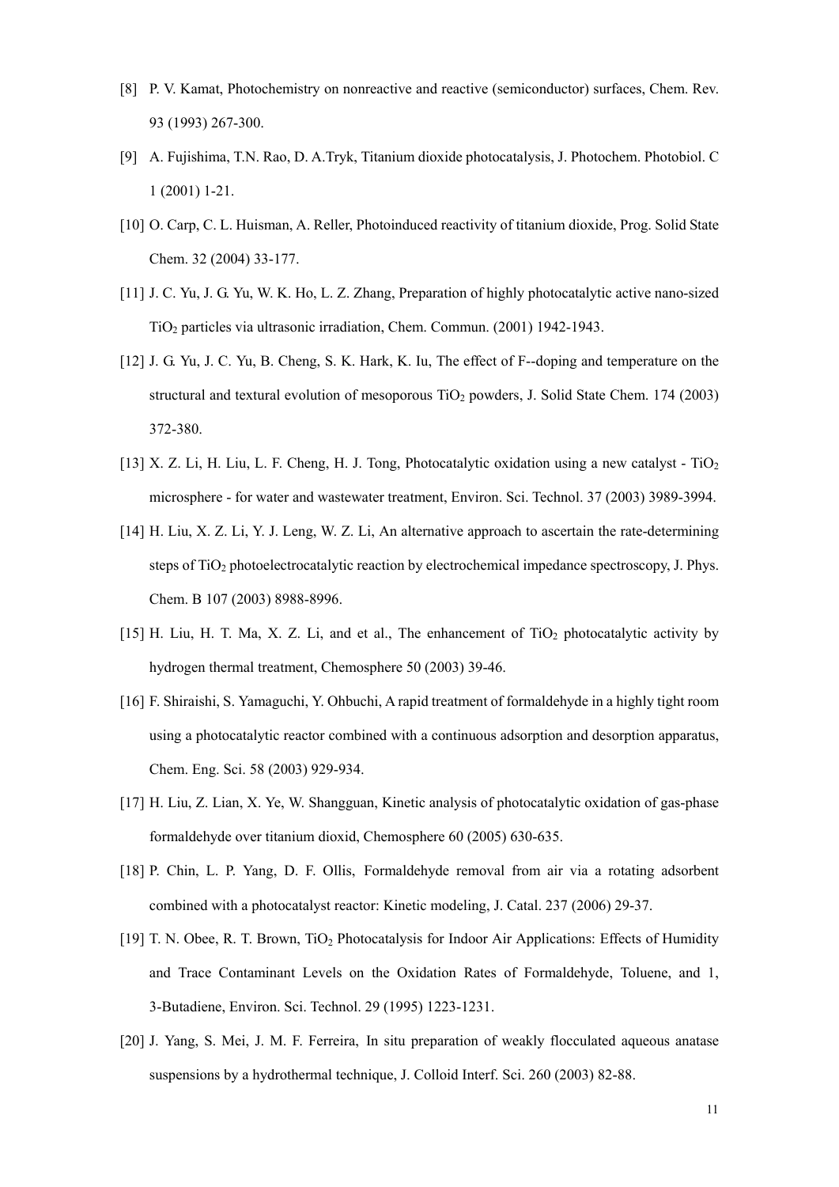[8] P. V. Kamat, Photochemistry on nonreactive and reactive (semiconductor) surfaces, Chem. Rev. 93 (1993) 267-300.

[9] A. Fujishima, T.N. Rao, D. A.Tryk, Titanium dioxide photocatalysis, J. Photochem. Photobiol. C 1 (2001) 1-21.

[10] O. Carp, C. L. Huisman, A. Reller, Photoinduced reactivity of titanium dioxide, Prog. Solid State Chem. 32 (2004) 33-177.

[11] J. C. Yu, J. G. Yu, W. K. Ho, L. Z. Zhang, Preparation of highly photocatalytic active nano-sized $TiO_2$ particles via ultrasonic irradiation, Chem. Commun. (2001) 1942-1943.

[12] J. G. Yu, J. C. Yu, B. Cheng, S. K. Hark, K. Iu, The effect of F--doping and temperature on the structural and textural evolution of mesoporous $TiO_2$ powders, J. Solid State Chem. 174 (2003) 372-380.

[13] X. Z. Li, H. Liu, L. F. Cheng, H. J. Tong, Photocatalytic oxidation using a new catalyst - $TiO_2$ microsphere - for water and wastewater treatment, Environ. Sci. Technol. 37 (2003) 3989-3994.

[14] H. Liu, X. Z. Li, Y. J. Leng, W. Z. Li, An alternative approach to ascertain the rate-determining steps of $TiO_2$ photoelectrocatalytic reaction by electrochemical impedance spectroscopy, J. Phys. Chem. B 107 (2003) 8988-8996.

[15] H. Liu, H. T. Ma, X. Z. Li, and et al., The enhancement of $TiO_2$ photocatalytic activity by hydrogen thermal treatment, Chemosphere 50 (2003) 39-46.

[16] F. Shiraishi, S. Yamaguchi, Y. Ohbuchi, A rapid treatment of formaldehyde in a highly tight room using a photocatalytic reactor combined with a continuous adsorption and desorption apparatus, Chem. Eng. Sci. 58 (2003) 929-934.

[17] H. Liu, Z. Lian, X. Ye, W. Shangguan, Kinetic analysis of photocatalytic oxidation of gas-phase formaldehyde over titanium dioxid, Chemosphere 60 (2005) 630-635.

[18] P. Chin, L. P. Yang, D. F. Ollis, Formaldehyde removal from air via a rotating adsorbent combined with a photocatalyst reactor: Kinetic modeling, J. Catal. 237 (2006) 29-37.

[19] T. N. Obee, R. T. Brown, $TiO_2$ Photocatalysis for Indoor Air Applications: Effects of Humidity and Trace Contaminant Levels on the Oxidation Rates of Formaldehyde, Toluene, and 1, 3-Butadiene, Environ. Sci. Technol. 29 (1995) 1223-1231.

[20] J. Yang, S. Mei, J. M. F. Ferreira, In situ preparation of weakly flocculated aqueous anatase suspensions by a hydrothermal technique, J. Colloid Interf. Sci. 260 (2003) 82-88.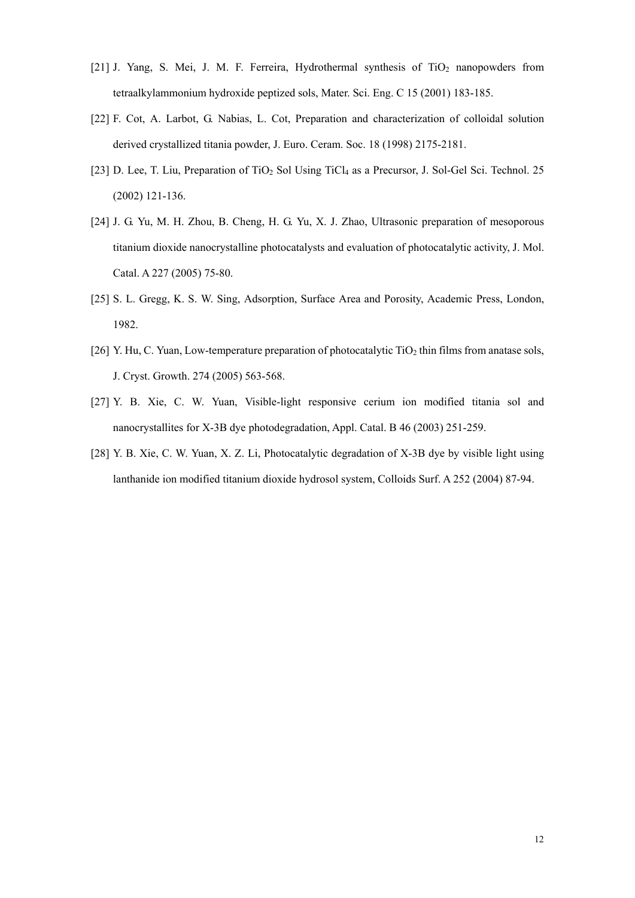[21] J. Yang, S. Mei, J. M. F. Ferreira, Hydrothermal synthesis of $TiO_2$ nanopowders from tetraalkylammonium hydroxide peptized sols, Mater. Sci. Eng. C 15 (2001) 183-185.

[22] F. Cot, A. Larbot, G. Nabias, L. Cot, Preparation and characterization of colloidal solution derived crystallized titania powder, J. Euro. Ceram. Soc. 18 (1998) 2175-2181.

[23] D. Lee, T. Liu, Preparation of $TiO_2$ Sol Using $TiCl_4$ as a Precursor, J. Sol-Gel Sci. Technol. 25 (2002) 121-136.

[24] J. G. Yu, M. H. Zhou, B. Cheng, H. G. Yu, X. J. Zhao, Ultrasonic preparation of mesoporous titanium dioxide nanocrystalline photocatalysts and evaluation of photocatalytic activity, J. Mol. Catal. A 227 (2005) 75-80.

[25] S. L. Gregg, K. S. W. Sing, Adsorption, Surface Area and Porosity, Academic Press, London, 1982.

[26] Y. Hu, C. Yuan, Low-temperature preparation of photocatalytic $TiO_2$ thin films from anatase sols, J. Cryst. Growth. 274 (2005) 563-568.

[27] Y. B. Xie, C. W. Yuan, Visible-light responsive cerium ion modified titania sol and nanocrystallites for X-3B dye photodegradation, Appl. Catal. B 46 (2003) 251-259.

[28] Y. B. Xie, C. W. Yuan, X. Z. Li, Photocatalytic degradation of X-3B dye by visible light using lanthanide ion modified titanium dioxide hydrosol system, Colloids Surf. A 252 (2004) 87-94.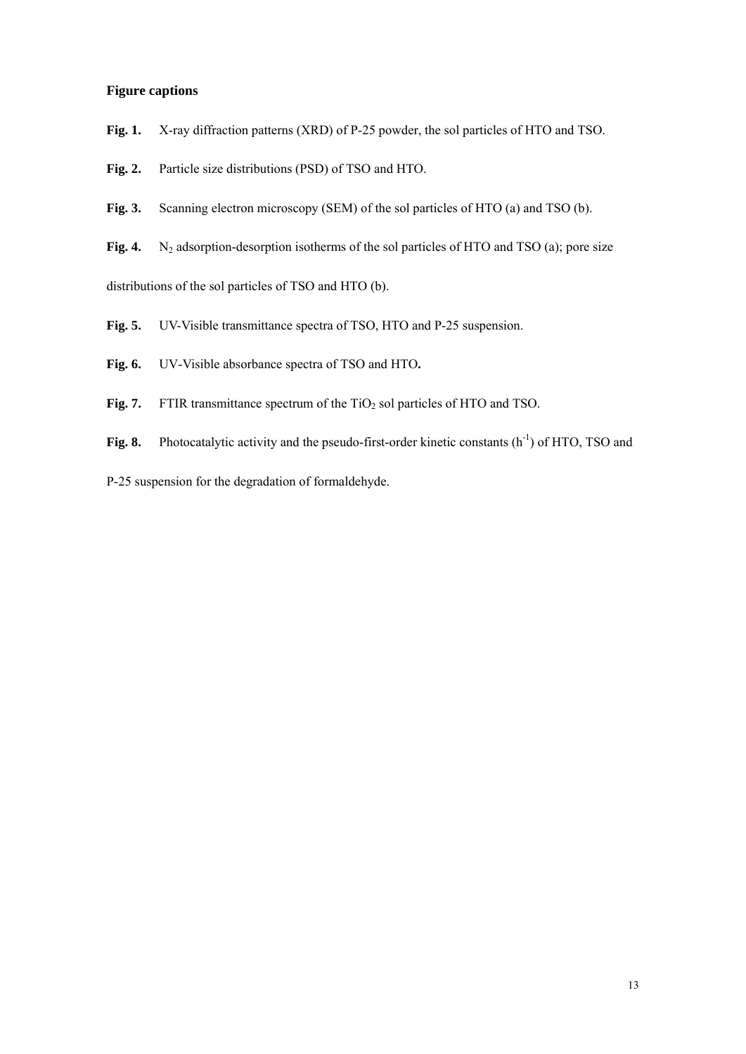**Figure captions**

**Fig. 1.** X-ray diffraction patterns (XRD) of P-25 powder, the sol particles of HTO and TSO.

**Fig. 2.** Particle size distributions (PSD) of TSO and HTO.

**Fig. 3.** Scanning electron microscopy (SEM) of the sol particles of HTO (a) and TSO (b).

**Fig. 4.** $N_2$ adsorption-desorption isotherms of the sol particles of HTO and TSO (a); pore size distributions of the sol particles of TSO and HTO (b).

**Fig. 5.** UV-Visible transmittance spectra of TSO, HTO and P-25 suspension.

**Fig. 6.** UV-Visible absorbance spectra of TSO and HTO**.**

**Fig. 7.** FTIR transmittance spectrum of the $TiO_2$ sol particles of HTO and TSO.

**Fig. 8.** Photocatalytic activity and the pseudo-first-order kinetic constants ($h^{-1}$) of HTO, TSO and P-25 suspension for the degradation of formaldehyde.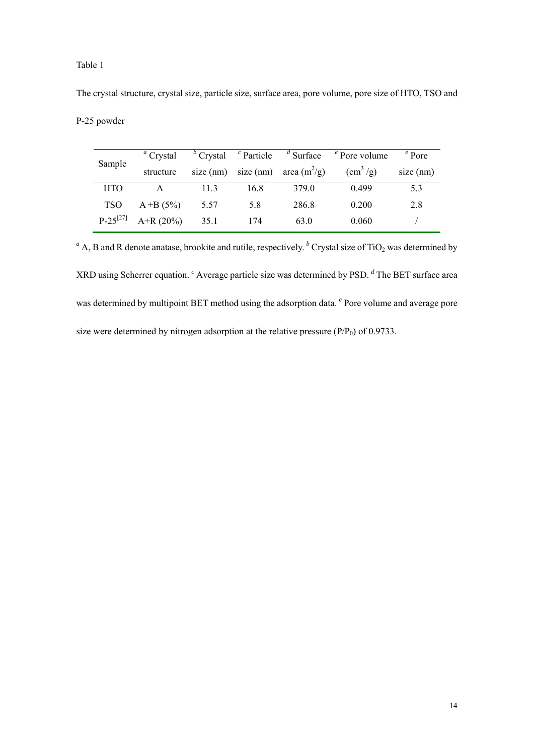Table 1

The crystal structure, crystal size, particle size, surface area, pore volume, pore size of HTO, TSO and P-25 powder

| Sample | [a] Crystal structure | [b] Crystal size (nm) | [c] Particle size (nm) | [d] Surface area ($m^2/g$) | [e] Pore volume ($cm^3/g$) | [e] Pore size (nm) |
|---|---|---|---|---|---|---|
| HTO | A | 11.3 | 16.8 | 379.0 | 0.499 | 5.3 |
| TSO | A +B (5%) | 5.57 | 5.8 | 286.8 | 0.200 | 2.8 |
| P-25[27] | A+R (20%) | 35.1 | 174 | 63.0 | 0.060 | / |

[a] A, B and R denote anatase, brookite and rutile, respectively. [b] Crystal size of $TiO_2$ was determined by XRD using Scherrer equation. [c] Average particle size was determined by PSD. [d] The BET surface area was determined by multipoint BET method using the adsorption data. [e] Pore volume and average pore size were determined by nitrogen adsorption at the relative pressure ($P/P_0$) of 0.9733.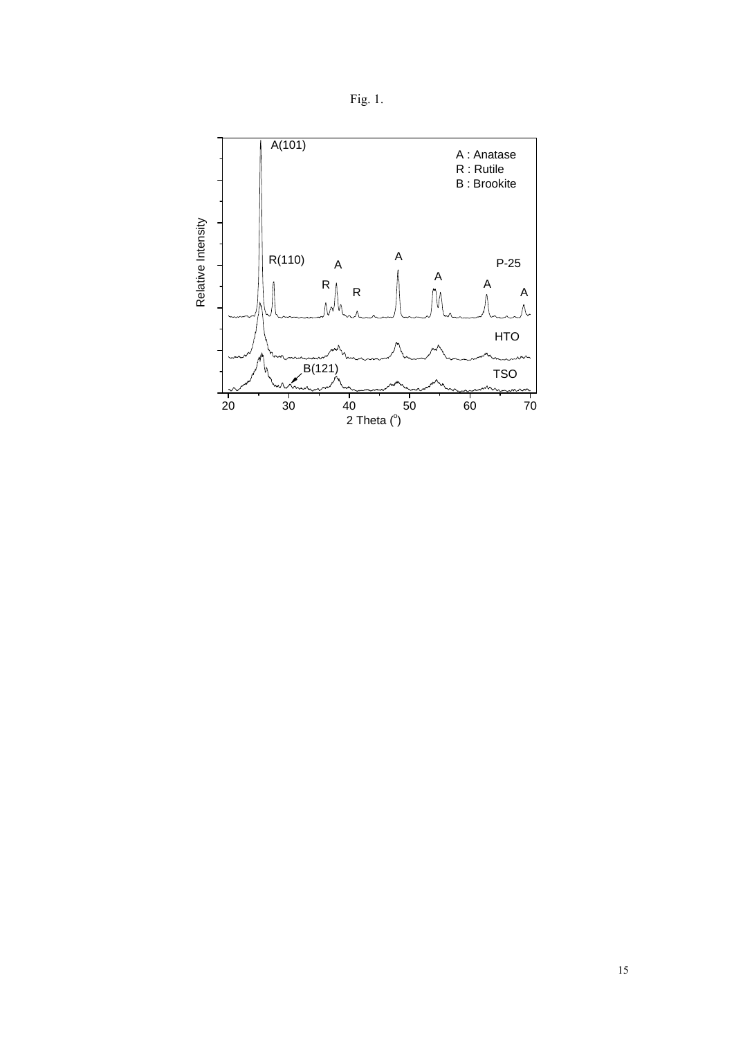Fig. 1.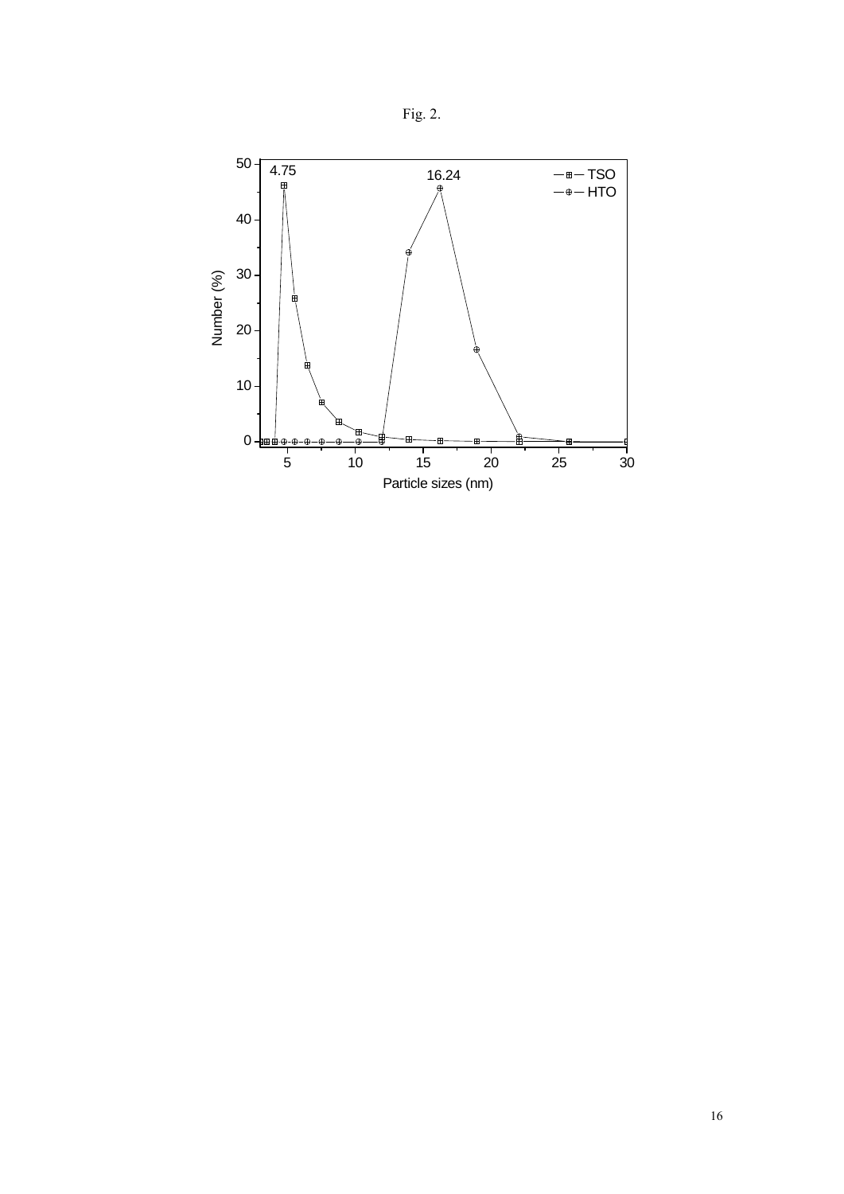Fig. 2.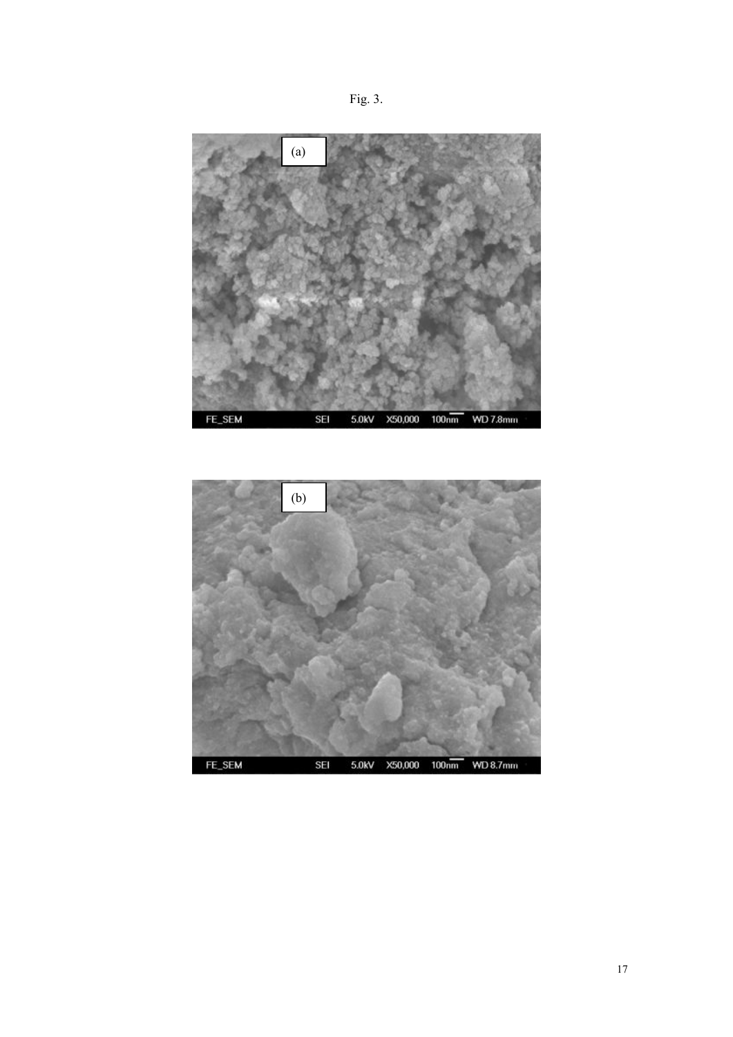Fig. 3.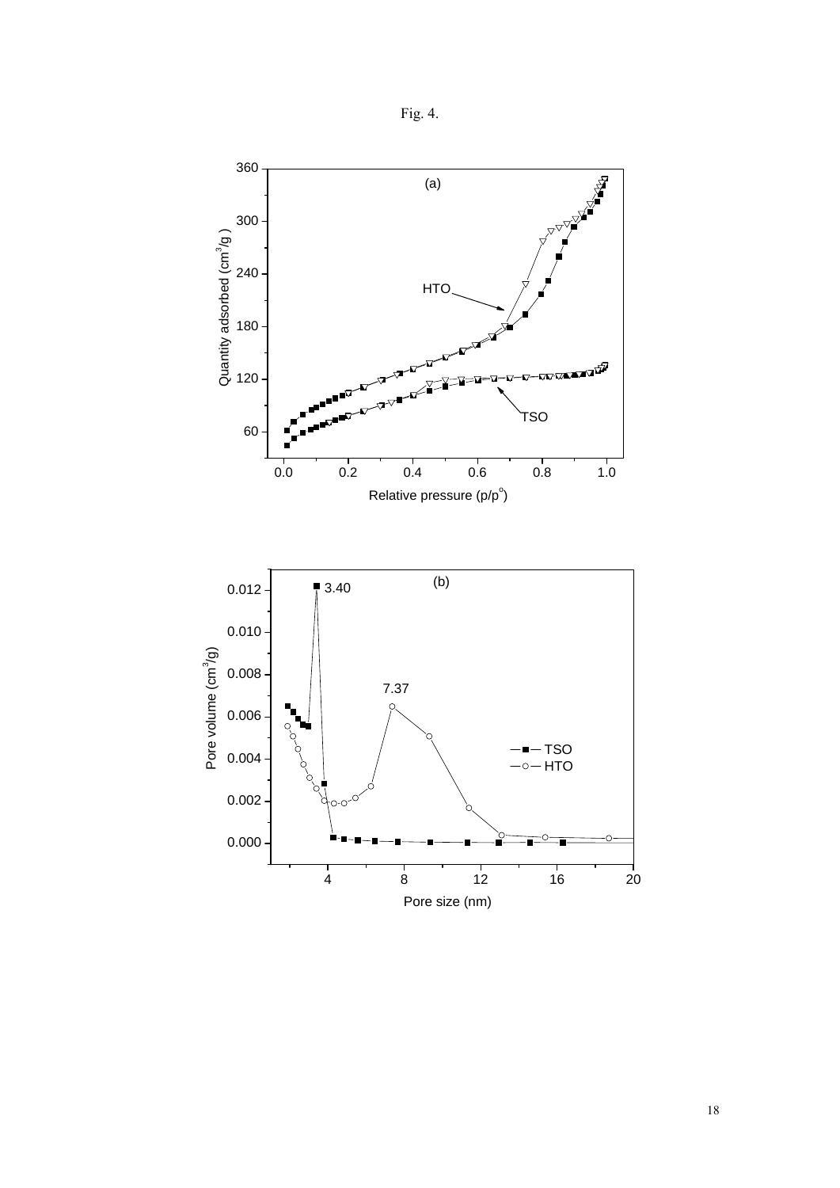Fig. 4.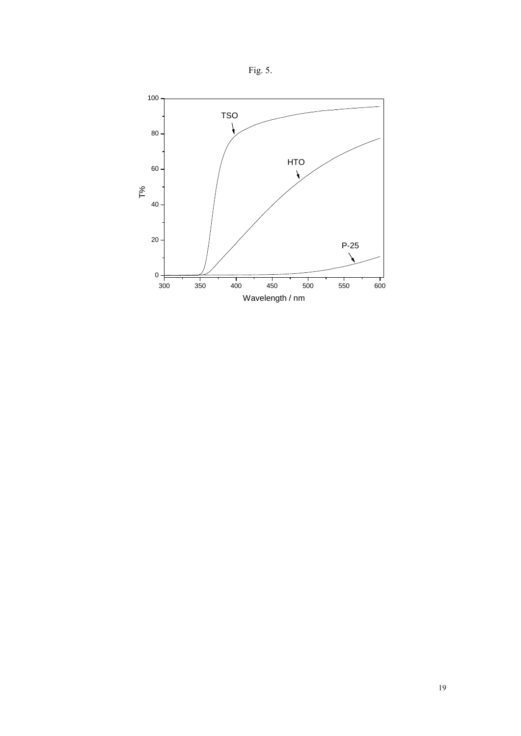Fig. 5.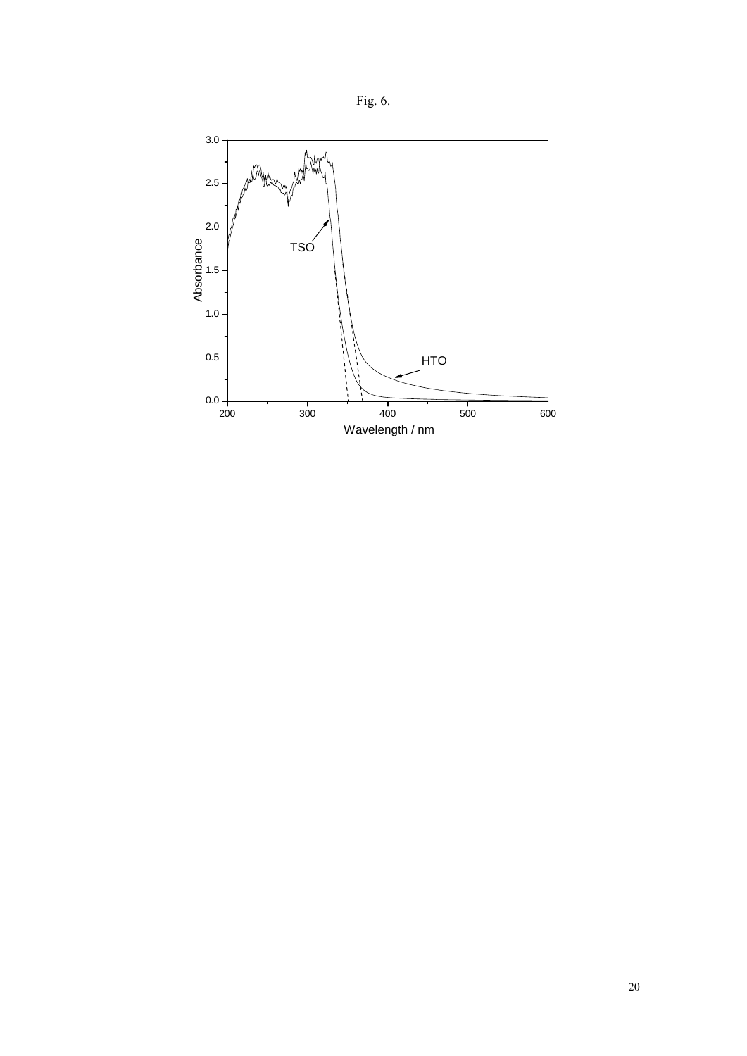Fig. 6.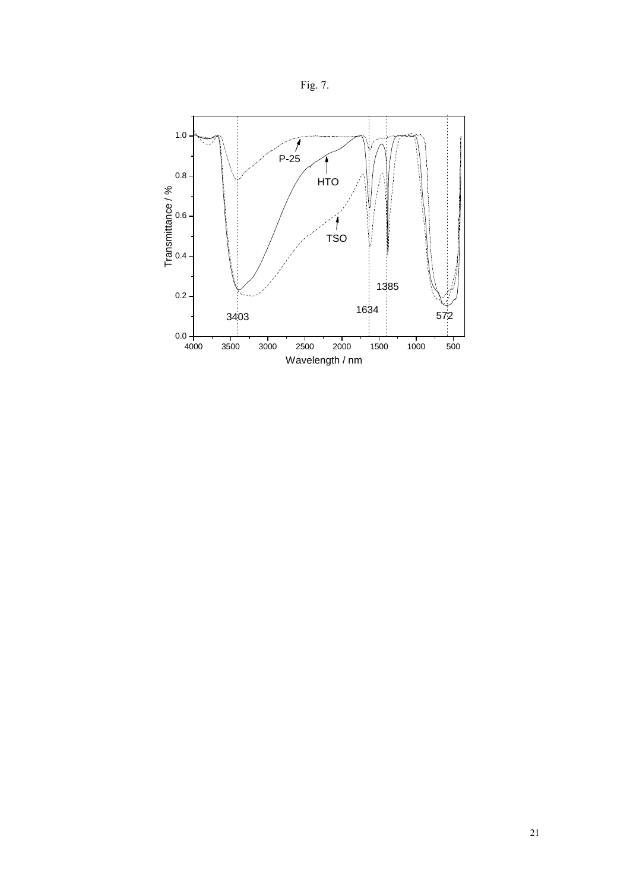Fig. 7.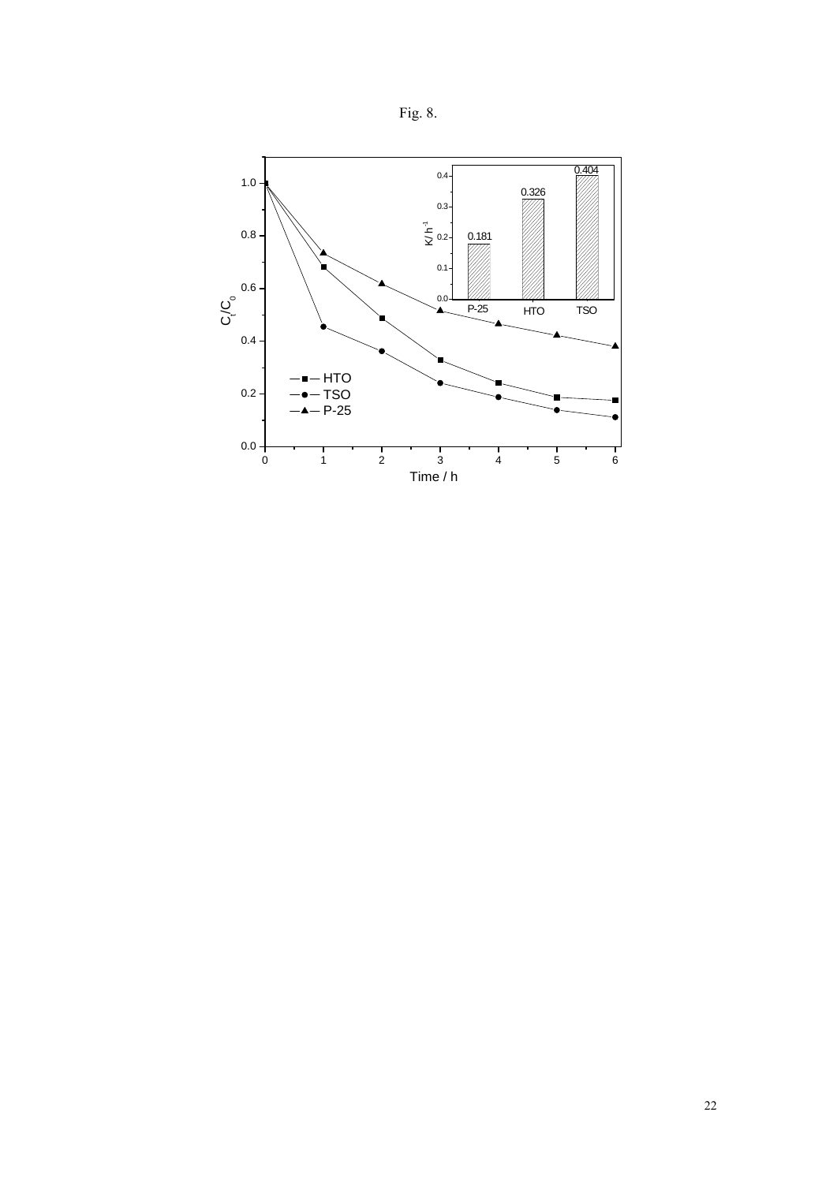Fig. 8.

0.404
0.326
0.181
0.4
0.3
0.2
0.1
0.0
$K / h^{-1}$
P-25
HTO
TSO

1.0
0.8
0.6
0.4
0.2
0.0
$C_t/C_0$
0
1
2
3
4
5
6
Time / h

HTO
TSO
P-25